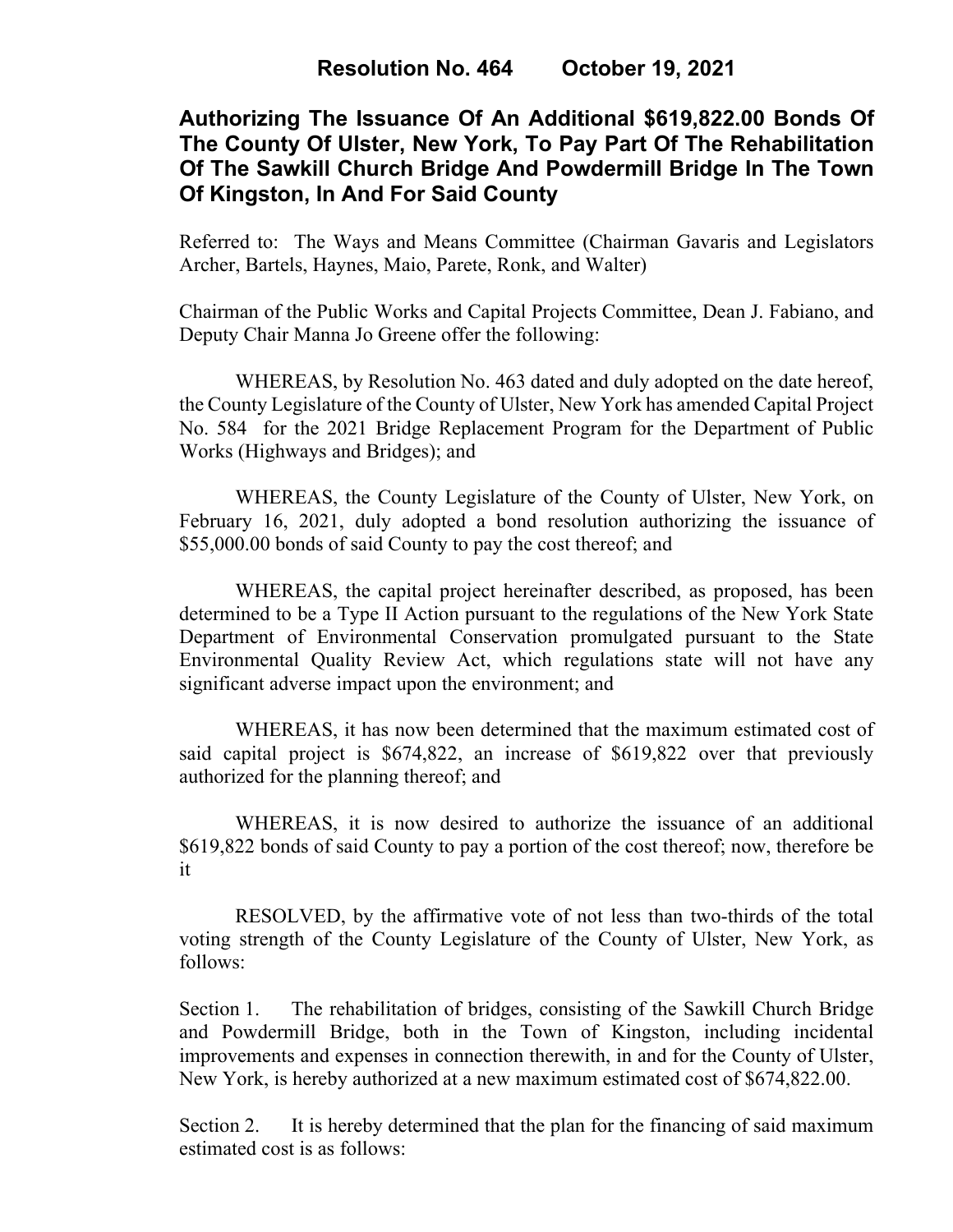# Resolution No. 464 October 19, 2021

## Authorizing The Issuance Of An Additional $619,822.00 Bonds Of The County Of Ulster, New York, To Pay Part Of The Rehabilitation Of The Sawkill Church Bridge And Powdermill Bridge In The Town Of Kingston, In And For Said County

Referred to: The Ways and Means Committee (Chairman Gavaris and Legislators Archer, Bartels, Haynes, Maio, Parete, Ronk, and Walter)

Chairman of the Public Works and Capital Projects Committee, Dean J. Fabiano, and Deputy Chair Manna Jo Greene offer the following:

WHEREAS, by Resolution No. 463 dated and duly adopted on the date hereof, the County Legislature of the County of Ulster, New York has amended Capital Project No. 584 for the 2021 Bridge Replacement Program for the Department of Public Works (Highways and Bridges); and

WHEREAS, the County Legislature of the County of Ulster, New York, on February 16, 2021, duly adopted a bond resolution authorizing the issuance of $55,000.00 bonds of said County to pay the cost thereof; and

WHEREAS, the capital project hereinafter described, as proposed, has been determined to be a Type II Action pursuant to the regulations of the New York State Department of Environmental Conservation promulgated pursuant to the State Environmental Quality Review Act, which regulations state will not have any significant adverse impact upon the environment; and

WHEREAS, it has now been determined that the maximum estimated cost of said capital project is $674,822, an increase of $619,822 over that previously authorized for the planning thereof; and

WHEREAS, it is now desired to authorize the issuance of an additional $619,822 bonds of said County to pay a portion of the cost thereof; now, therefore be it

RESOLVED, by the affirmative vote of not less than two-thirds of the total voting strength of the County Legislature of the County of Ulster, New York, as follows:

Section 1. The rehabilitation of bridges, consisting of the Sawkill Church Bridge and Powdermill Bridge, both in the Town of Kingston, including incidental improvements and expenses in connection therewith, in and for the County of Ulster, New York, is hereby authorized at a new maximum estimated cost of $674,822.00.

Section 2. It is hereby determined that the plan for the financing of said maximum estimated cost is as follows: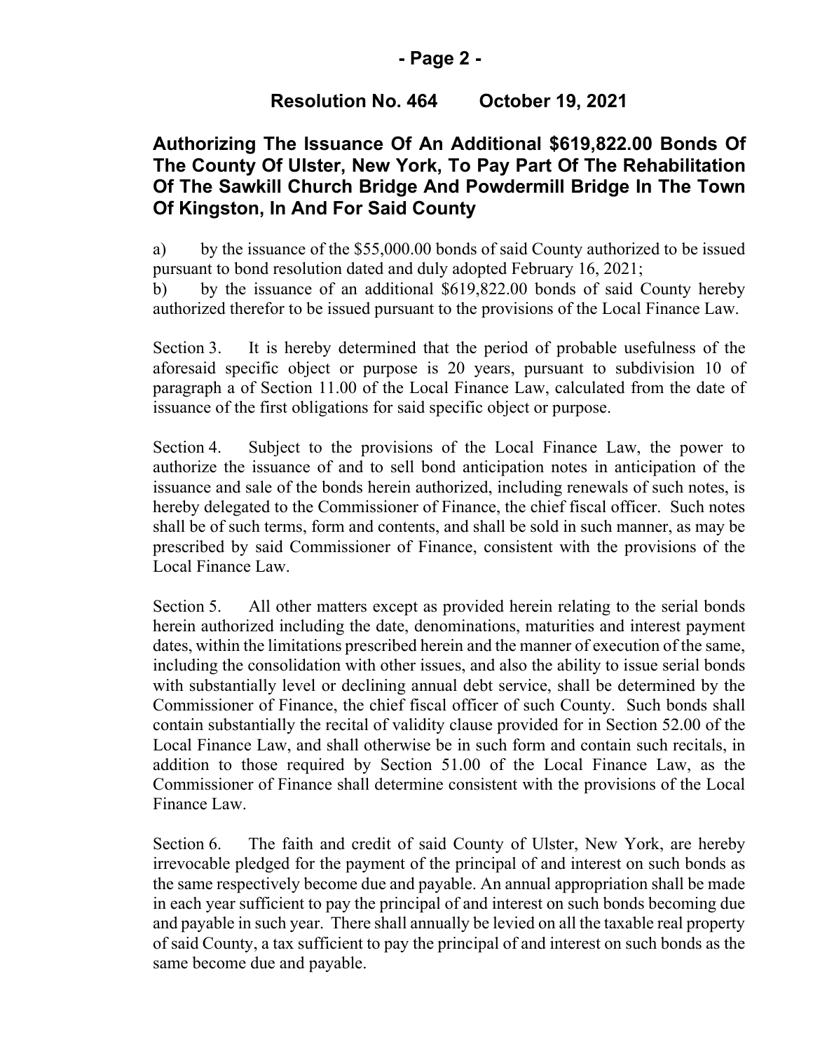**Resolution No. 464 October 19, 2021**

## Authorizing The Issuance Of An Additional $619,822.00 Bonds Of The County Of Ulster, New York, To Pay Part Of The Rehabilitation Of The Sawkill Church Bridge And Powdermill Bridge In The Town Of Kingston, In And For Said County

a) by the issuance of the $55,000.00 bonds of said County authorized to be issued pursuant to bond resolution dated and duly adopted February 16, 2021;

b) by the issuance of an additional $619,822.00 bonds of said County hereby authorized therefor to be issued pursuant to the provisions of the Local Finance Law.

Section 3. It is hereby determined that the period of probable usefulness of the aforesaid specific object or purpose is 20 years, pursuant to subdivision 10 of paragraph a of Section 11.00 of the Local Finance Law, calculated from the date of issuance of the first obligations for said specific object or purpose.

Section 4. Subject to the provisions of the Local Finance Law, the power to authorize the issuance of and to sell bond anticipation notes in anticipation of the issuance and sale of the bonds herein authorized, including renewals of such notes, is hereby delegated to the Commissioner of Finance, the chief fiscal officer. Such notes shall be of such terms, form and contents, and shall be sold in such manner, as may be prescribed by said Commissioner of Finance, consistent with the provisions of the Local Finance Law.

Section 5. All other matters except as provided herein relating to the serial bonds herein authorized including the date, denominations, maturities and interest payment dates, within the limitations prescribed herein and the manner of execution of the same, including the consolidation with other issues, and also the ability to issue serial bonds with substantially level or declining annual debt service, shall be determined by the Commissioner of Finance, the chief fiscal officer of such County. Such bonds shall contain substantially the recital of validity clause provided for in Section 52.00 of the Local Finance Law, and shall otherwise be in such form and contain such recitals, in addition to those required by Section 51.00 of the Local Finance Law, as the Commissioner of Finance shall determine consistent with the provisions of the Local Finance Law.

Section 6. The faith and credit of said County of Ulster, New York, are hereby irrevocable pledged for the payment of the principal of and interest on such bonds as the same respectively become due and payable. An annual appropriation shall be made in each year sufficient to pay the principal of and interest on such bonds becoming due and payable in such year. There shall annually be levied on all the taxable real property of said County, a tax sufficient to pay the principal of and interest on such bonds as the same become due and payable.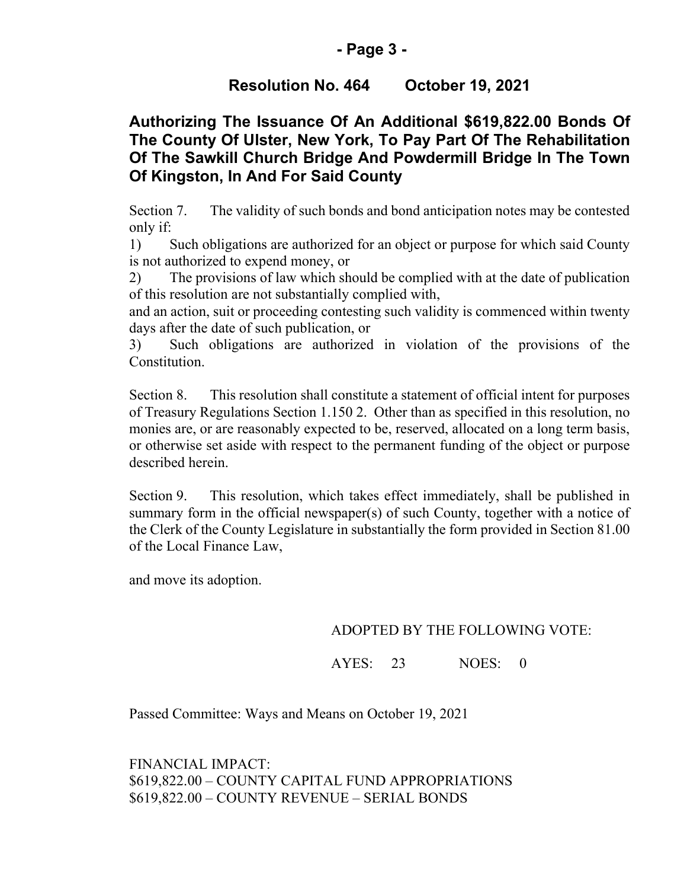## Resolution No. 464 October 19, 2021

## Authorizing The Issuance Of An Additional $619,822.00 Bonds Of The County Of Ulster, New York, To Pay Part Of The Rehabilitation Of The Sawkill Church Bridge And Powdermill Bridge In The Town Of Kingston, In And For Said County

Section 7. The validity of such bonds and bond anticipation notes may be contested only if:

1) Such obligations are authorized for an object or purpose for which said County is not authorized to expend money, or
2) The provisions of law which should be complied with at the date of publication of this resolution are not substantially complied with,

and an action, suit or proceeding contesting such validity is commenced within twenty days after the date of such publication, or

3) Such obligations are authorized in violation of the provisions of the Constitution.

Section 8. This resolution shall constitute a statement of official intent for purposes of Treasury Regulations Section 1.150 2. Other than as specified in this resolution, no monies are, or are reasonably expected to be, reserved, allocated on a long term basis, or otherwise set aside with respect to the permanent funding of the object or purpose described herein.

Section 9. This resolution, which takes effect immediately, shall be published in summary form in the official newspaper(s) of such County, together with a notice of the Clerk of the County Legislature in substantially the form provided in Section 81.00 of the Local Finance Law,

and move its adoption.

ADOPTED BY THE FOLLOWING VOTE:

AYES: 23 NOES: 0

Passed Committee: Ways and Means on October 19, 2021

FINANCIAL IMPACT:
$619,822.00 – COUNTY CAPITAL FUND APPROPRIATIONS
$619,822.00 – COUNTY REVENUE – SERIAL BONDS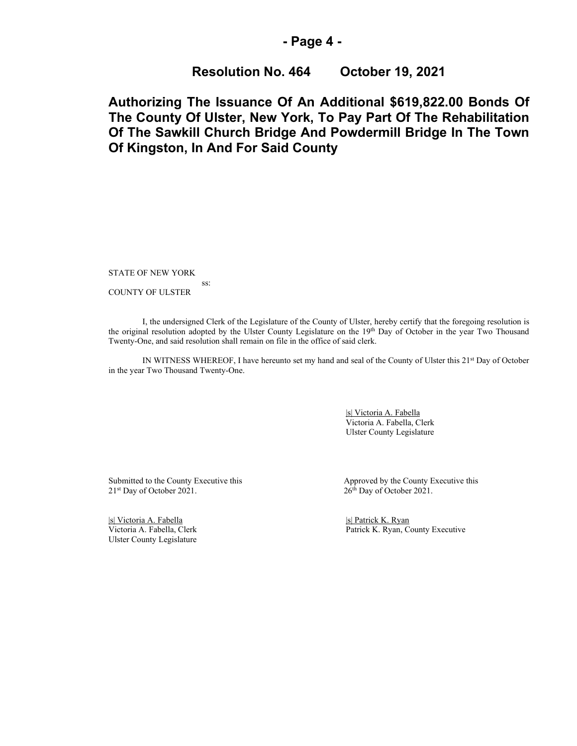## Resolution No. 464 October 19, 2021

# Authorizing The Issuance Of An Additional $619,822.00 Bonds Of The County Of Ulster, New York, To Pay Part Of The Rehabilitation Of The Sawkill Church Bridge And Powdermill Bridge In The Town Of Kingston, In And For Said County

STATE OF NEW YORK
ss:
COUNTY OF ULSTER

I, the undersigned Clerk of the Legislature of the County of Ulster, hereby certify that the foregoing resolution is the original resolution adopted by the Ulster County Legislature on the 19th Day of October in the year Two Thousand Twenty-One, and said resolution shall remain on file in the office of said clerk.

IN WITNESS WHEREOF, I have hereunto set my hand and seal of the County of Ulster this 21st Day of October in the year Two Thousand Twenty-One.

|s| Victoria A. Fabella
Victoria A. Fabella, Clerk
Ulster County Legislature

Submitted to the County Executive this 21st Day of October 2021.

|s| Victoria A. Fabella
Victoria A. Fabella, Clerk
Ulster County Legislature

Approved by the County Executive this 26th Day of October 2021.

|s| Patrick K. Ryan
Patrick K. Ryan, County Executive